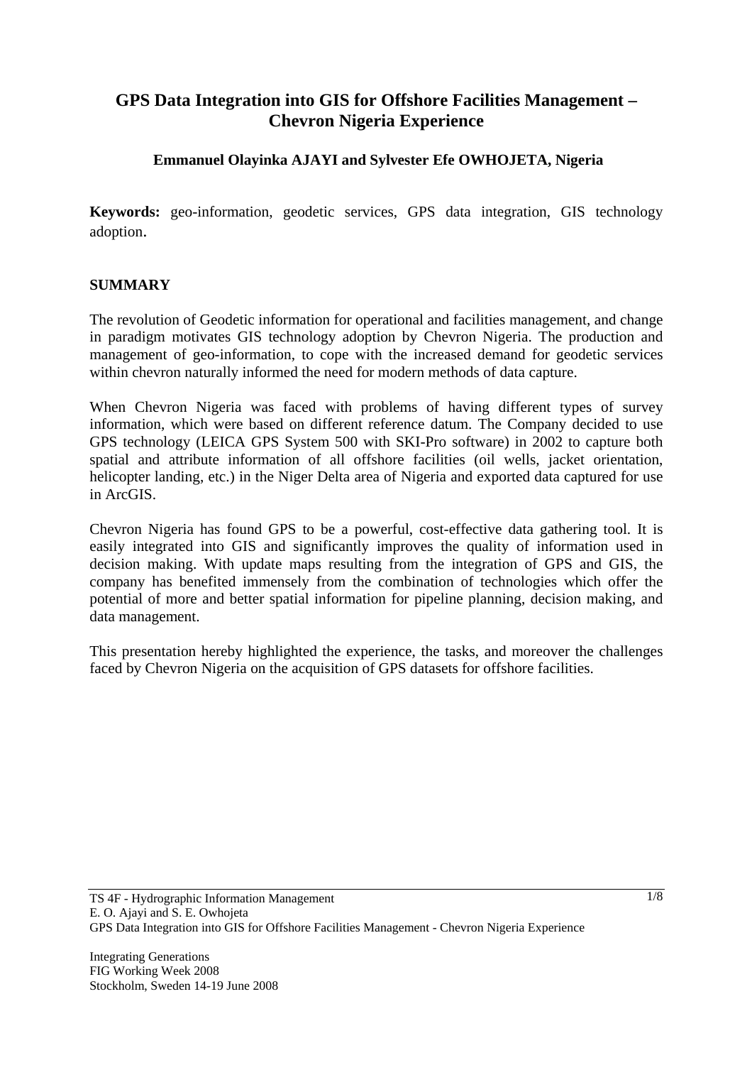# GPS Data Integration into GIS for Offshore Facilities Management – Chevron Nigeria Experience

**Emmanuel Olayinka AJAYI and Sylvester Efe OWHOJETA, Nigeria**

**Keywords:** geo-information, geodetic services, GPS data integration, GIS technology adoption.

## SUMMARY

The revolution of Geodetic information for operational and facilities management, and change in paradigm motivates GIS technology adoption by Chevron Nigeria. The production and management of geo-information, to cope with the increased demand for geodetic services within chevron naturally informed the need for modern methods of data capture.

When Chevron Nigeria was faced with problems of having different types of survey information, which were based on different reference datum. The Company decided to use GPS technology (LEICA GPS System 500 with SKI-Pro software) in 2002 to capture both spatial and attribute information of all offshore facilities (oil wells, jacket orientation, helicopter landing, etc.) in the Niger Delta area of Nigeria and exported data captured for use in ArcGIS.

Chevron Nigeria has found GPS to be a powerful, cost-effective data gathering tool. It is easily integrated into GIS and significantly improves the quality of information used in decision making. With update maps resulting from the integration of GPS and GIS, the company has benefited immensely from the combination of technologies which offer the potential of more and better spatial information for pipeline planning, decision making, and data management.

This presentation hereby highlighted the experience, the tasks, and moreover the challenges faced by Chevron Nigeria on the acquisition of GPS datasets for offshore facilities.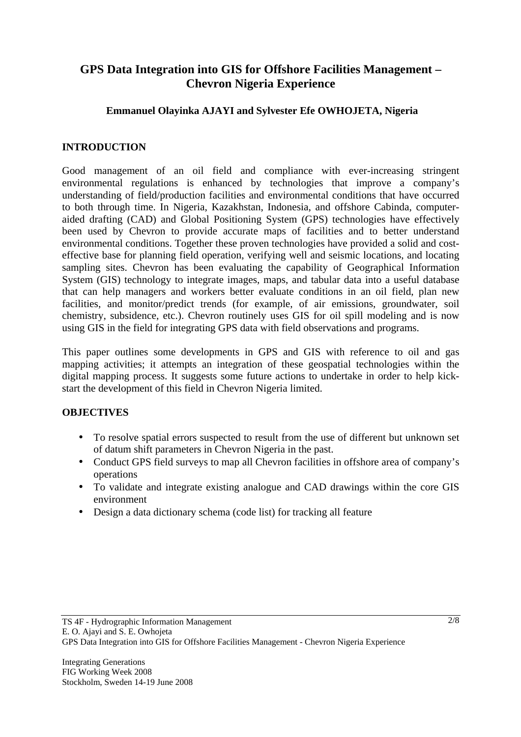# GPS Data Integration into GIS for Offshore Facilities Management – Chevron Nigeria Experience

**Emmanuel Olayinka AJAYI and Sylvester Efe OWHOJETA, Nigeria**

## INTRODUCTION

Good management of an oil field and compliance with ever-increasing stringent environmental regulations is enhanced by technologies that improve a company's understanding of field/production facilities and environmental conditions that have occurred to both through time. In Nigeria, Kazakhstan, Indonesia, and offshore Cabinda, computer-aided drafting (CAD) and Global Positioning System (GPS) technologies have effectively been used by Chevron to provide accurate maps of facilities and to better understand environmental conditions. Together these proven technologies have provided a solid and cost-effective base for planning field operation, verifying well and seismic locations, and locating sampling sites. Chevron has been evaluating the capability of Geographical Information System (GIS) technology to integrate images, maps, and tabular data into a useful database that can help managers and workers better evaluate conditions in an oil field, plan new facilities, and monitor/predict trends (for example, of air emissions, groundwater, soil chemistry, subsidence, etc.). Chevron routinely uses GIS for oil spill modeling and is now using GIS in the field for integrating GPS data with field observations and programs.

This paper outlines some developments in GPS and GIS with reference to oil and gas mapping activities; it attempts an integration of these geospatial technologies within the digital mapping process. It suggests some future actions to undertake in order to help kick-start the development of this field in Chevron Nigeria limited.

## OBJECTIVES

- To resolve spatial errors suspected to result from the use of different but unknown set of datum shift parameters in Chevron Nigeria in the past.
- Conduct GPS field surveys to map all Chevron facilities in offshore area of company's operations
- To validate and integrate existing analogue and CAD drawings within the core GIS environment
- Design a data dictionary schema (code list) for tracking all feature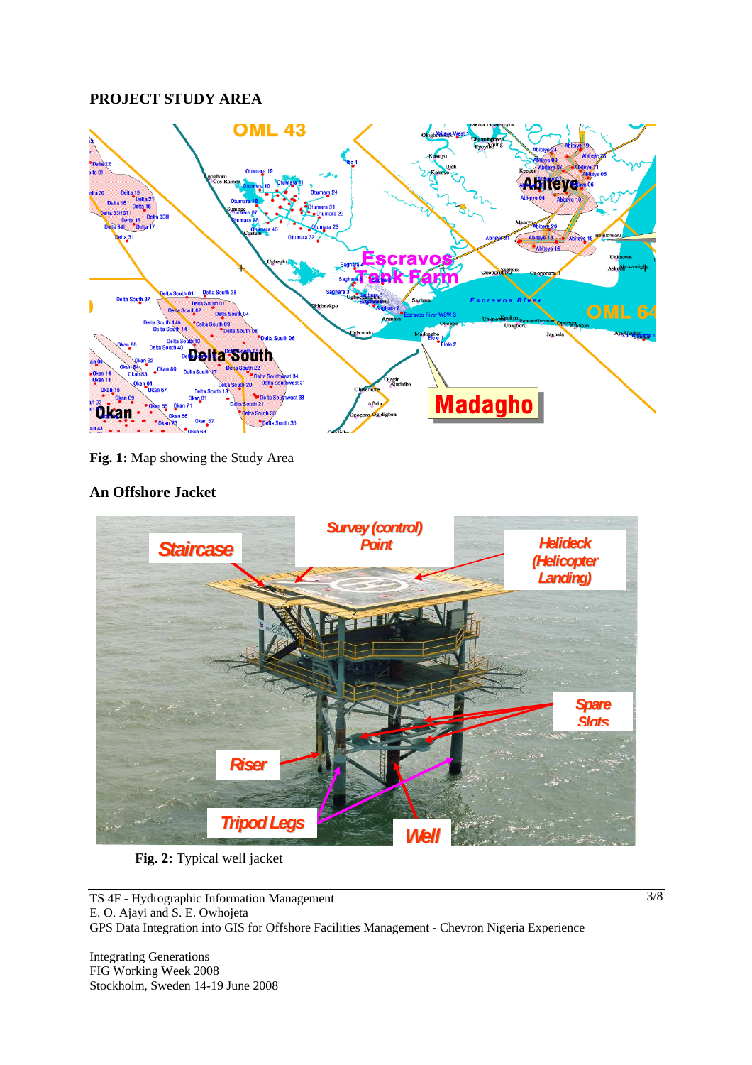**PROJECT STUDY AREA**

**Fig. 1:** Map showing the Study Area

**An Offshore Jacket**

**Fig. 2:** Typical well jacket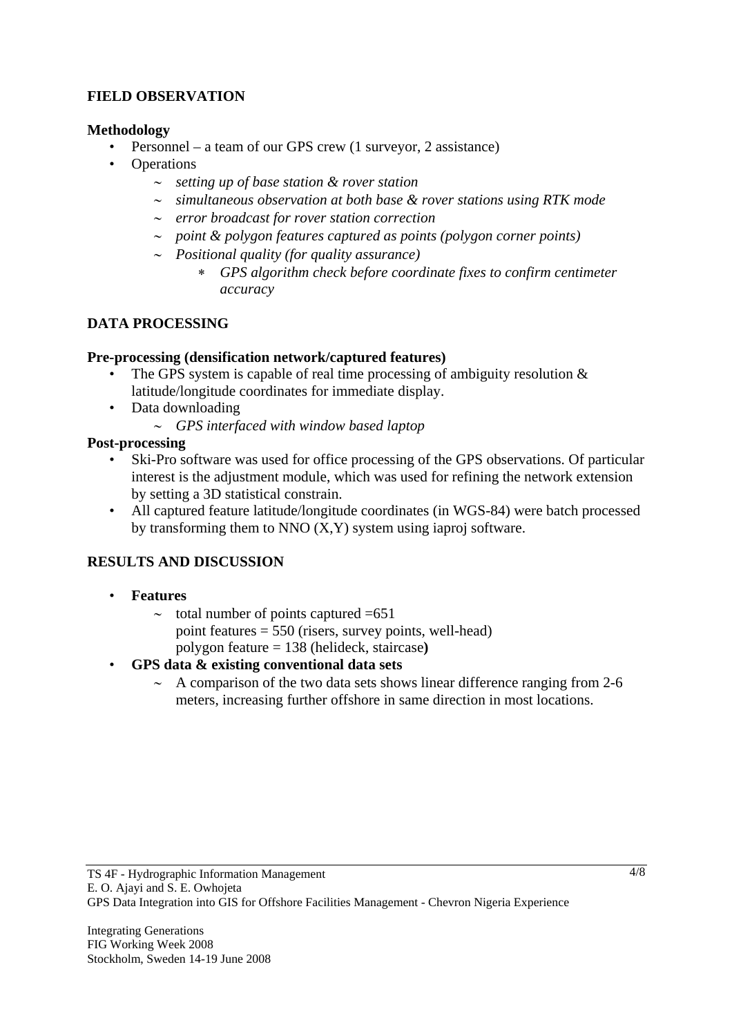**FIELD OBSERVATION**

**Methodology**

- Personnel – a team of our GPS crew (1 surveyor, 2 assistance)
- Operations
  - ~ *setting up of base station & rover station*
  - ~ *simultaneous observation at both base & rover stations using RTK mode*
  - ~ *error broadcast for rover station correction*
  - ~ *point & polygon features captured as points (polygon corner points)*
  - ~ *Positional quality (for quality assurance)*
    - *GPS algorithm check before coordinate fixes to confirm centimeter accuracy*

**DATA PROCESSING**

**Pre-processing (densification network/captured features)**

- The GPS system is capable of real time processing of ambiguity resolution & latitude/longitude coordinates for immediate display.
- Data downloading
  - ~ *GPS interfaced with window based laptop*

**Post-processing**

- Ski-Pro software was used for office processing of the GPS observations. Of particular interest is the adjustment module, which was used for refining the network extension by setting a 3D statistical constrain.
- All captured feature latitude/longitude coordinates (in WGS-84) were batch processed by transforming them to NNO (X,Y) system using iaproj software.

**RESULTS AND DISCUSSION**

- **Features**
  - ~ total number of points captured =651
    point features = 550 (risers, survey points, well-head)
    polygon feature = 138 (helideck, staircase**)**
- **GPS data & existing conventional data sets**
  - ~ A comparison of the two data sets shows linear difference ranging from 2-6 meters, increasing further offshore in same direction in most locations.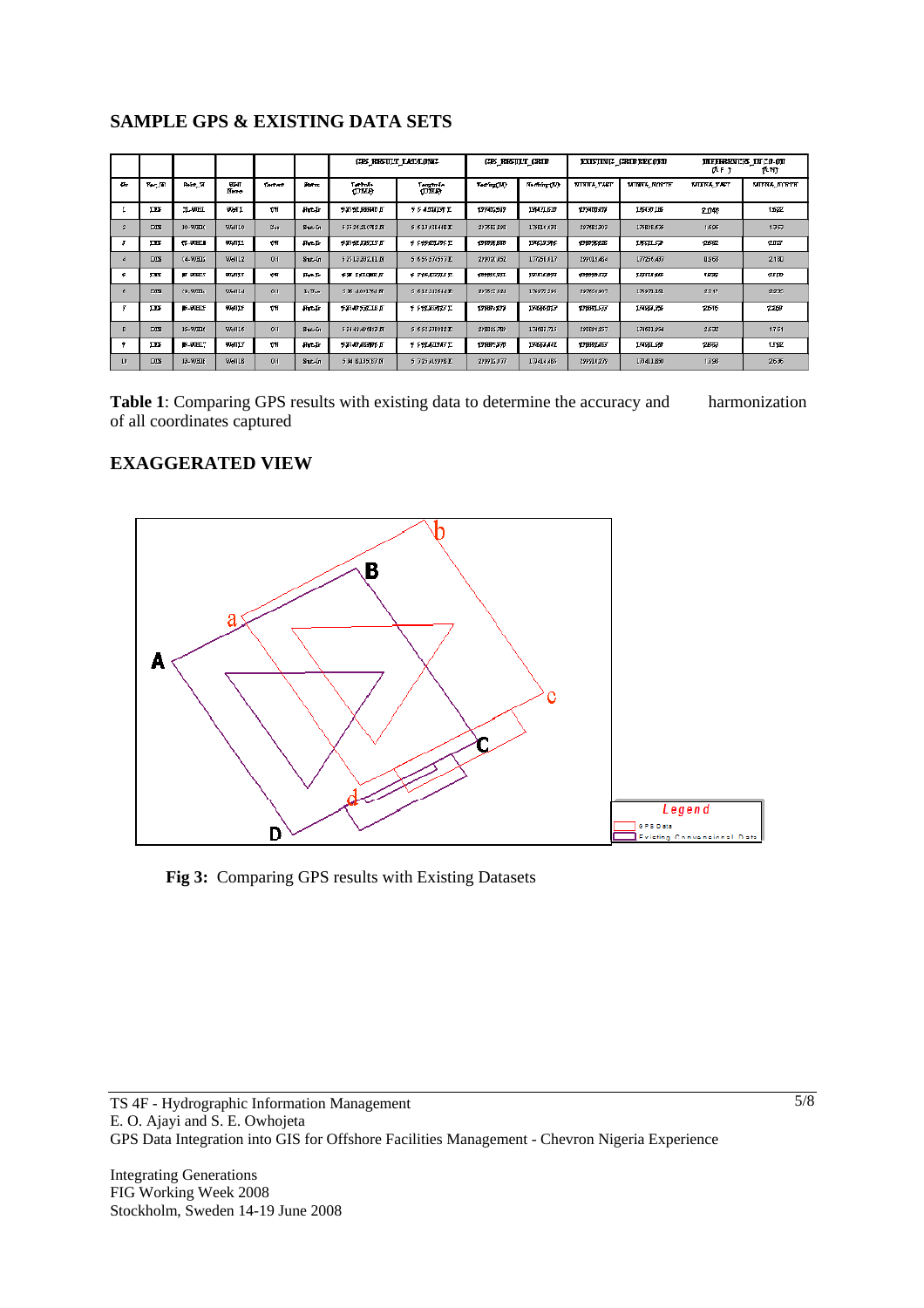## SAMPLE GPS & EXISTING DATA SETS

| | | | | | | GPS_RESULT_LAT/LONG | | GPS_RESULT_GRID | | EXISTING_GRID RECORD | | DIFFERENCES_IN COORD (M) | |
|---|---|---|---|---|---|---|---|---|---|---|---|---|---|
| S/n | Fac_ID | Point_ID | Well Name | Content | Status | Latitude (WGS) | Longitude (WGS) | Easting(M) | Northing(M) | MINNA_EAST | MINNA_NORTH | MINNA_EAST | MINNA_NORTH |
| 1 | DES | 11-WELL | Well 1 | Oil | Shut-In | 5 35 58.888440 N | 5 5 4.201139 E | 297402.517 | 176471.620 | 297400.479 | 176470.118 | 2.038 | 1.502 |
| 2 | DES | 10-WELL | Well 10 | Gas | Shut-In | 5 35 28.210712 N | 5 6 13.431418 E | 297582.398 | 176814.481 | 297581.309 | 176818.876 | 1.606 | 1.353 |
| 3 | DES | 12-WELL | Well 11 | Oil | Shut-In | 5 35 58.825513 N | 5 5 55.201195 E | 297058.880 | 176525.596 | 297056.828 | 176521.539 | 2.052 | 2.057 |
| 4 | DES | 14-WELL | Well 12 | Oil | Shut-In | 5 35 13.332111 N | 5 6 51.575557 E | 297017.452 | 177250.017 | 297015.484 | 177254.457 | 1.968 | 2.180 |
| 5 | DES | 15-WELL | Well 13 | Oil | Shut-In | 5 35 35.512888 N | 5 5 56.472213 E | 298855.921 | 176816.897 | 298853.772 | 176812.605 | 1.830 | 2.110 |
| 6 | DES | 16-WELL | Well 14 | Oil | Shut-In | 5 36 11.031761 N | 5 6 13.317616 E | 297562.581 | 176877.295 | 297561.907 | 176871.361 | 2.247 | 2.233 |
| 7 | DES | 18-WELL | Well 15 | Oil | Shut-In | 5 35 47.558118 N | 5 5 52.316973 E | 297697.879 | 174696.813 | 297695.539 | 174694.586 | 2.546 | 2.268 |
| 8 | DES | 16-WELL | Well 16 | Oil | Shut-In | 5 34 49.404819 N | 5 6 51.211012 E | 298086.709 | 174682.715 | 298084.257 | 174681.564 | 2.632 | 1.751 |
| 9 | DES | 18-WELL | Well 17 | Oil | Shut-In | 5 35 47.584995 N | 5 5 58.411347 E | 297895.270 | 174663.642 | 297893.483 | 174661.520 | 2.852 | 1.552 |
| 10 | DES | 18-WELL | Well 18 | Oil | Shut-In | 5 34 8.135167 N | 5 7 25.415978 E | 299915.777 | 173414.485 | 299914.279 | 173411.850 | 1.758 | 2.635 |

**Table 1**: Comparing GPS results with existing data to determine the accuracy and harmonization of all coordinates captured

## EXAGGERATED VIEW

Fig 3: Comparing GPS results with Existing Datasets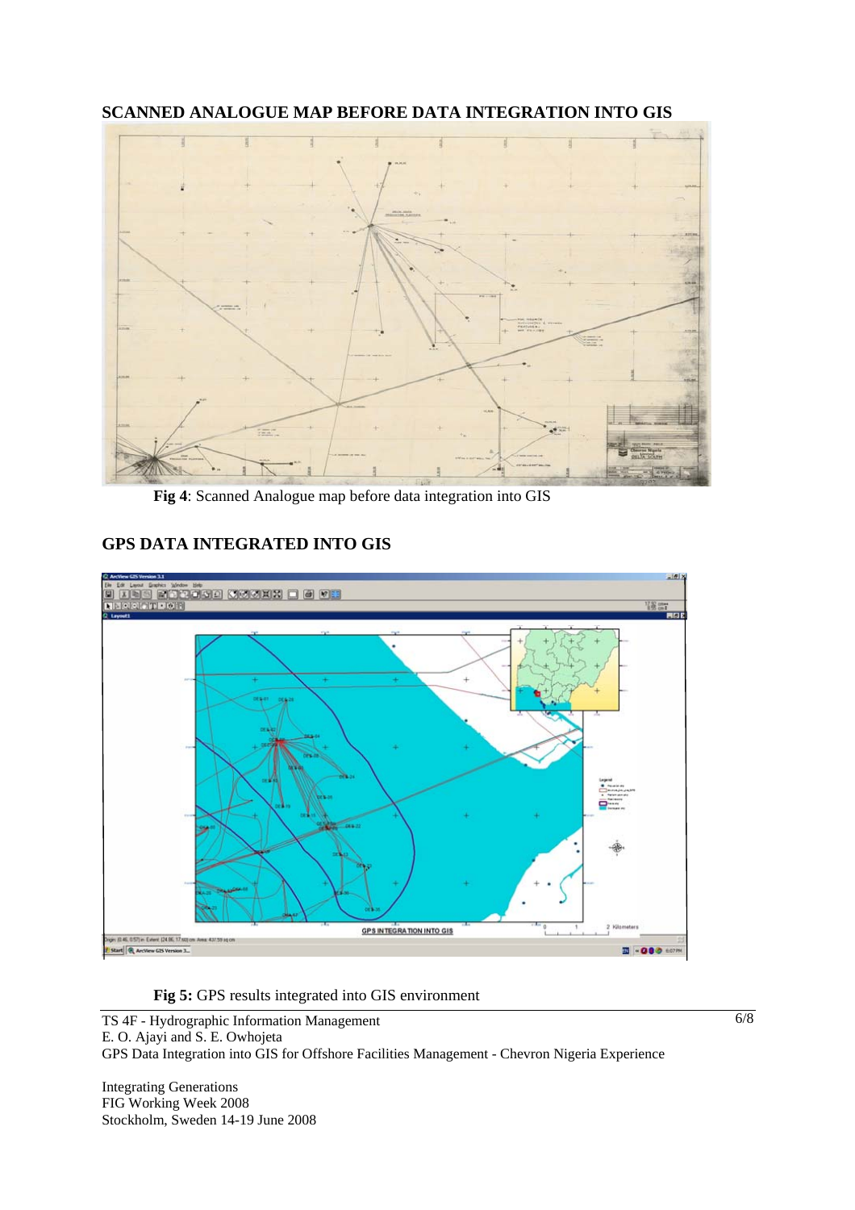## SCANNED ANALOGUE MAP BEFORE DATA INTEGRATION INTO GIS

**Fig 4**: Scanned Analogue map before data integration into GIS

## GPS DATA INTEGRATED INTO GIS

**Fig 5:** GPS results integrated into GIS environment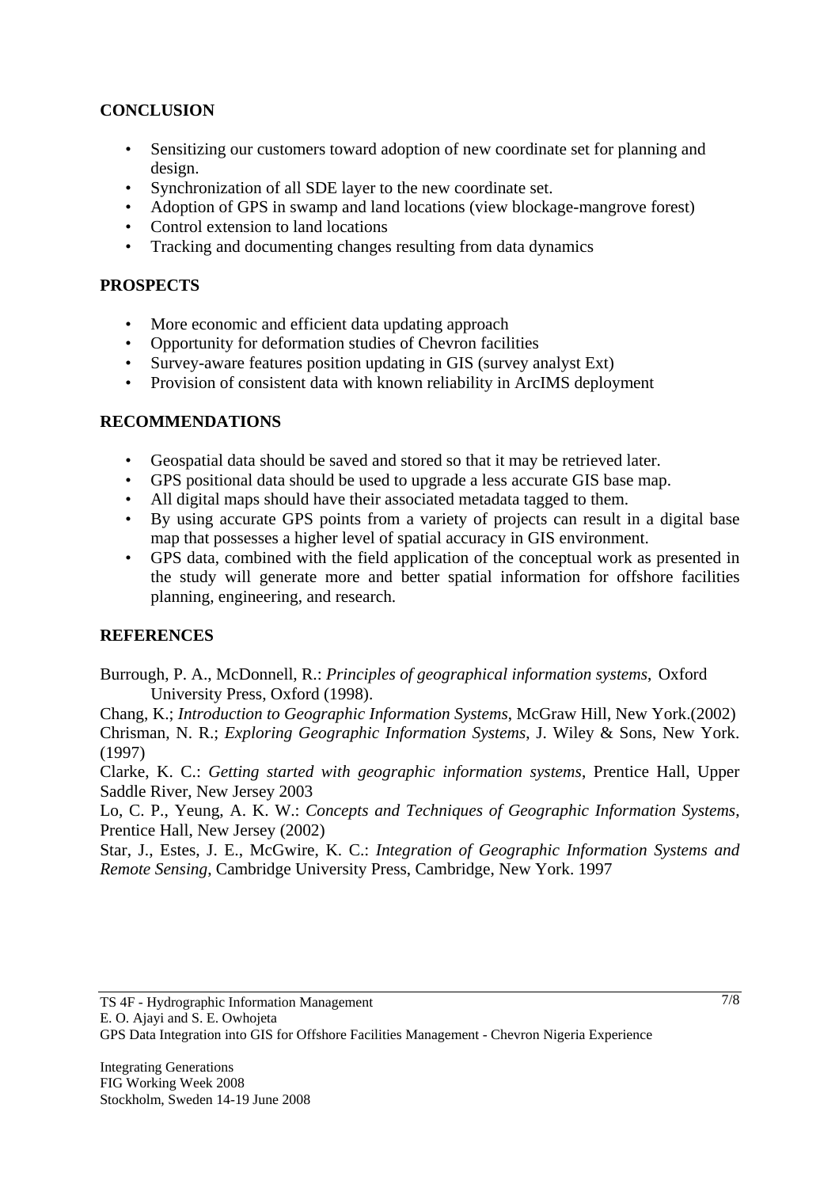## CONCLUSION

- Sensitizing our customers toward adoption of new coordinate set for planning and design.
- Synchronization of all SDE layer to the new coordinate set.
- Adoption of GPS in swamp and land locations (view blockage-mangrove forest)
- Control extension to land locations
- Tracking and documenting changes resulting from data dynamics

## PROSPECTS

- More economic and efficient data updating approach
- Opportunity for deformation studies of Chevron facilities
- Survey-aware features position updating in GIS (survey analyst Ext)
- Provision of consistent data with known reliability in ArcIMS deployment

## RECOMMENDATIONS

- Geospatial data should be saved and stored so that it may be retrieved later.
- GPS positional data should be used to upgrade a less accurate GIS base map.
- All digital maps should have their associated metadata tagged to them.
- By using accurate GPS points from a variety of projects can result in a digital base map that possesses a higher level of spatial accuracy in GIS environment.
- GPS data, combined with the field application of the conceptual work as presented in the study will generate more and better spatial information for offshore facilities planning, engineering, and research.

## REFERENCES

Burrough, P. A., McDonnell, R.: *Principles of geographical information systems*, Oxford University Press, Oxford (1998).

Chang, K.; *Introduction to Geographic Information Systems*, McGraw Hill, New York.(2002)

Chrisman, N. R.; *Exploring Geographic Information Systems*, J. Wiley & Sons, New York. (1997)

Clarke, K. C.: *Getting started with geographic information systems*, Prentice Hall, Upper Saddle River, New Jersey 2003

Lo, C. P., Yeung, A. K. W.: *Concepts and Techniques of Geographic Information Systems*, Prentice Hall, New Jersey (2002)

Star, J., Estes, J. E., McGwire, K. C.: *Integration of Geographic Information Systems and Remote Sensing*, Cambridge University Press, Cambridge, New York. 1997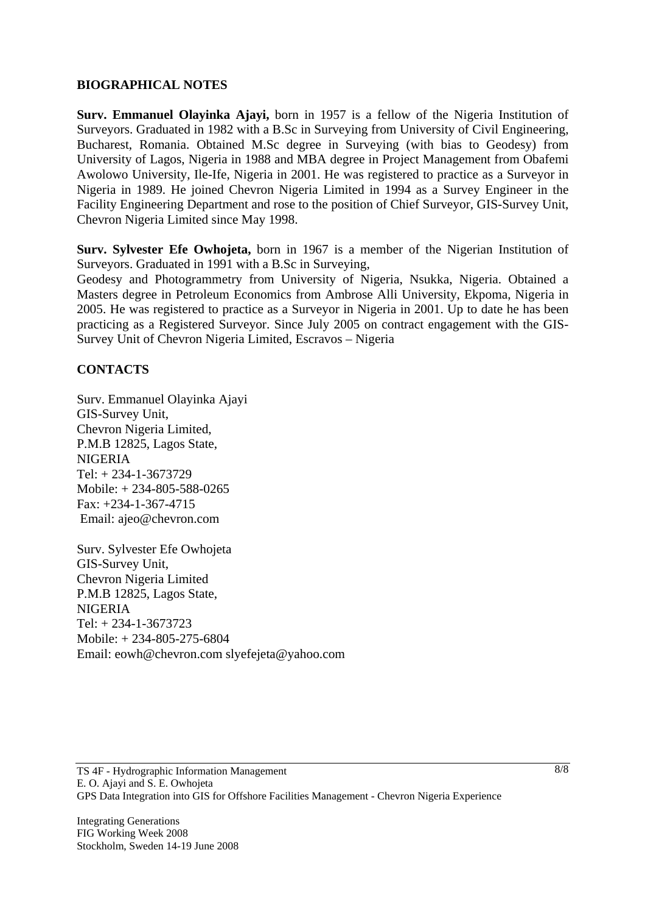## BIOGRAPHICAL NOTES

**Surv. Emmanuel Olayinka Ajayi,** born in 1957 is a fellow of the Nigeria Institution of Surveyors. Graduated in 1982 with a B.Sc in Surveying from University of Civil Engineering, Bucharest, Romania. Obtained M.Sc degree in Surveying (with bias to Geodesy) from University of Lagos, Nigeria in 1988 and MBA degree in Project Management from Obafemi Awolowo University, Ile-Ife, Nigeria in 2001. He was registered to practice as a Surveyor in Nigeria in 1989. He joined Chevron Nigeria Limited in 1994 as a Survey Engineer in the Facility Engineering Department and rose to the position of Chief Surveyor, GIS-Survey Unit, Chevron Nigeria Limited since May 1998.

**Surv. Sylvester Efe Owhojeta,** born in 1967 is a member of the Nigerian Institution of Surveyors. Graduated in 1991 with a B.Sc in Surveying,
Geodesy and Photogrammetry from University of Nigeria, Nsukka, Nigeria. Obtained a Masters degree in Petroleum Economics from Ambrose Alli University, Ekpoma, Nigeria in 2005. He was registered to practice as a Surveyor in Nigeria in 2001. Up to date he has been practicing as a Registered Surveyor. Since July 2005 on contract engagement with the GIS-Survey Unit of Chevron Nigeria Limited, Escravos – Nigeria

## CONTACTS

Surv. Emmanuel Olayinka Ajayi
GIS-Survey Unit,
Chevron Nigeria Limited,
P.M.B 12825, Lagos State,
NIGERIA
Tel: + 234-1-3673729
Mobile: + 234-805-588-0265
Fax: +234-1-367-4715
Email: ajeo@chevron.com

Surv. Sylvester Efe Owhojeta
GIS-Survey Unit,
Chevron Nigeria Limited
P.M.B 12825, Lagos State,
NIGERIA
Tel: + 234-1-3673723
Mobile: + 234-805-275-6804
Email: eowh@chevron.com slyefejeta@yahoo.com